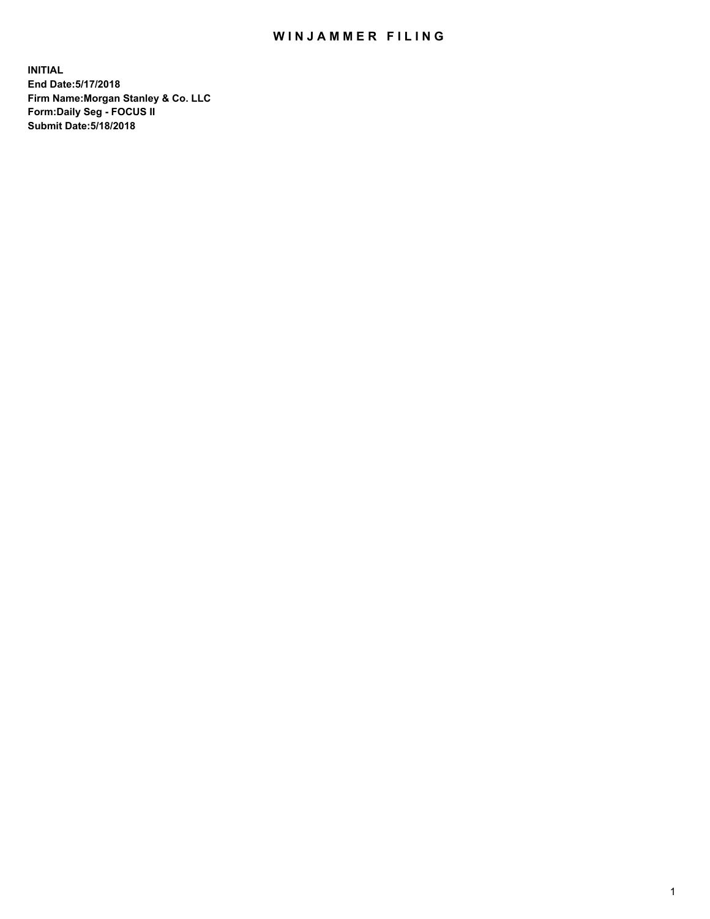# WINJAMMER FILING

**INITIAL**
**End Date:5/17/2018**
**Firm Name:Morgan Stanley & Co. LLC**
**Form:Daily Seg - FOCUS II**
**Submit Date:5/18/2018**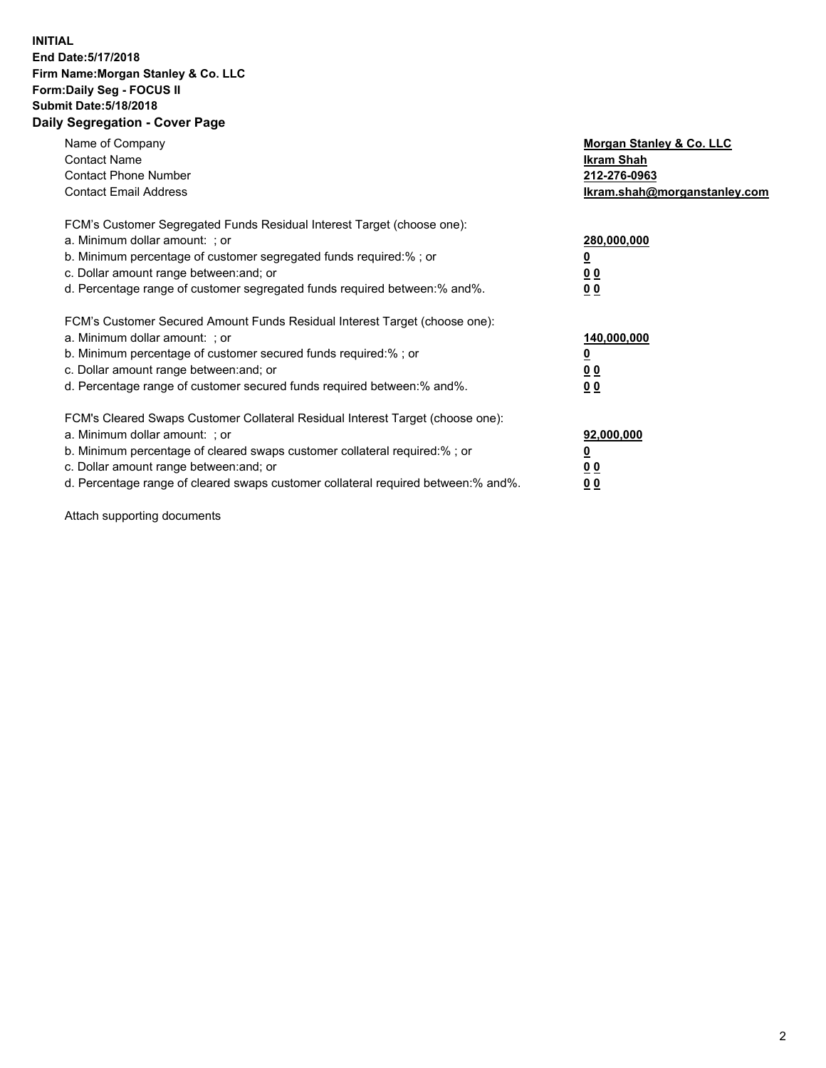**INITIAL**
**End Date:5/17/2018**
**Firm Name:Morgan Stanley & Co. LLC**
**Form:Daily Seg - FOCUS II**
**Submit Date:5/18/2018**

## Daily Segregation - Cover Page

| | |
|---|---|
| Name of Company | **Morgan Stanley & Co. LLC** |
| Contact Name | **Ikram Shah** |
| Contact Phone Number | **212-276-0963** |
| Contact Email Address | **Ikram.shah@morganstanley.com** |

FCM's Customer Segregated Funds Residual Interest Target (choose one):

| | |
|---|---|
| a. Minimum dollar amount: ; or | **280,000,000** |
| b. Minimum percentage of customer segregated funds required:% ; or | **0** |
| c. Dollar amount range between:and; or | **0 0** |
| d. Percentage range of customer segregated funds required between:% and%. | **0 0** |

FCM's Customer Secured Amount Funds Residual Interest Target (choose one):

| | |
|---|---|
| a. Minimum dollar amount: ; or | **140,000,000** |
| b. Minimum percentage of customer secured funds required:% ; or | **0** |
| c. Dollar amount range between:and; or | **0 0** |
| d. Percentage range of customer secured funds required between:% and%. | **0 0** |

FCM's Cleared Swaps Customer Collateral Residual Interest Target (choose one):

| | |
|---|---|
| a. Minimum dollar amount: ; or | **92,000,000** |
| b. Minimum percentage of cleared swaps customer collateral required:% ; or | **0** |
| c. Dollar amount range between:and; or | **0 0** |
| d. Percentage range of cleared swaps customer collateral required between:% and%. | **0 0** |

Attach supporting documents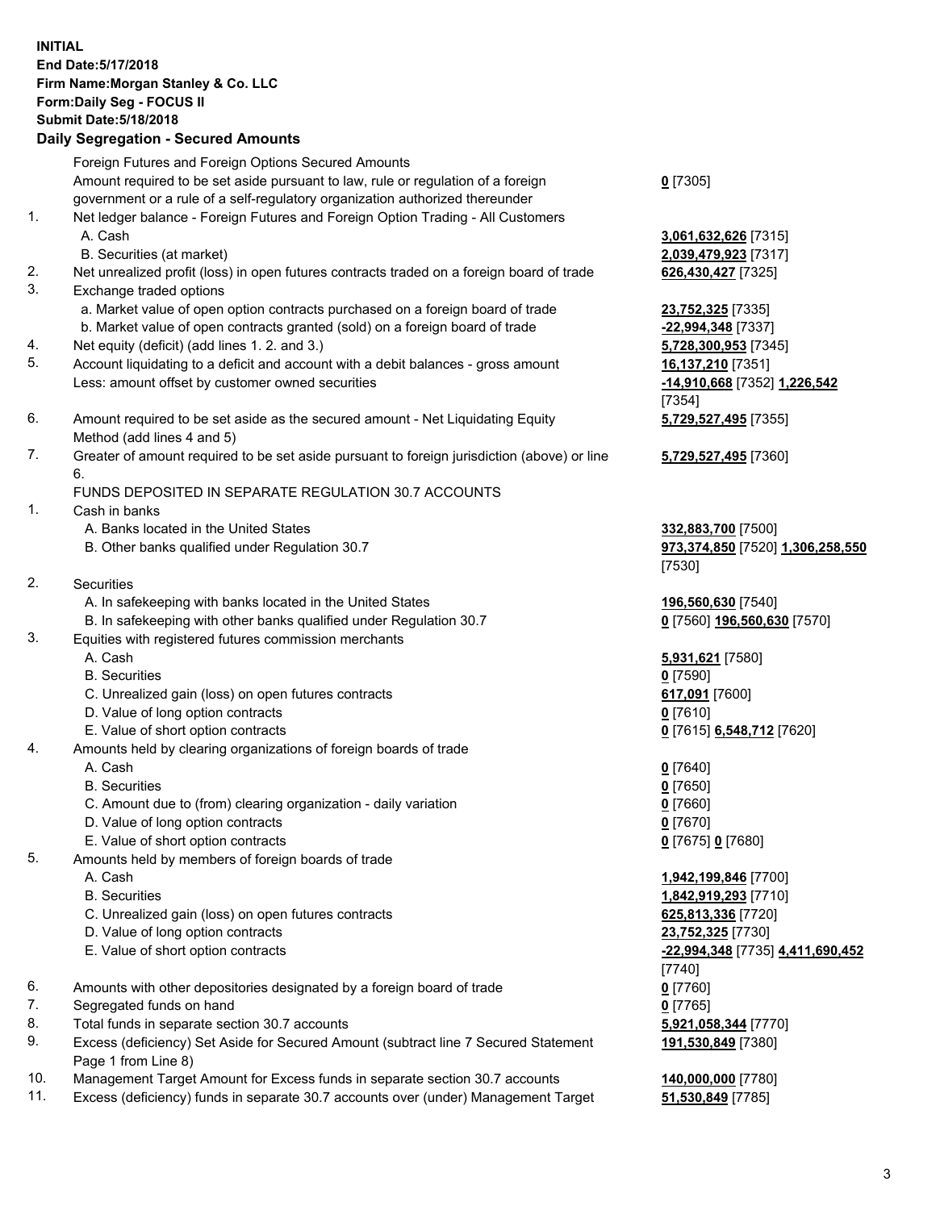**INITIAL**
**End Date:5/17/2018**
**Firm Name:Morgan Stanley & Co. LLC**
**Form:Daily Seg - FOCUS II**
**Submit Date:5/18/2018**

## Daily Segregation - Secured Amounts

| | | |
|---|---|---|
| | Foreign Futures and Foreign Options Secured Amounts | |
| | Amount required to be set aside pursuant to law, rule or regulation of a foreign government or a rule of a self-regulatory organization authorized thereunder | **0** [7305] |
| 1. | Net ledger balance - Foreign Futures and Foreign Option Trading - All Customers | |
| | A. Cash | **3,061,632,626** [7315] |
| | B. Securities (at market) | **2,039,479,923** [7317] |
| 2. | Net unrealized profit (loss) in open futures contracts traded on a foreign board of trade | **626,430,427** [7325] |
| 3. | Exchange traded options | |
| | a. Market value of open option contracts purchased on a foreign board of trade | **23,752,325** [7335] |
| | b. Market value of open contracts granted (sold) on a foreign board of trade | **-22,994,348** [7337] |
| 4. | Net equity (deficit) (add lines 1. 2. and 3.) | **5,728,300,953** [7345] |
| 5. | Account liquidating to a deficit and account with a debit balances - gross amount | **16,137,210** [7351] |
| | Less: amount offset by customer owned securities | **-14,910,668** [7352] **1,226,542** [7354] |
| 6. | Amount required to be set aside as the secured amount - Net Liquidating Equity Method (add lines 4 and 5) | **5,729,527,495** [7355] |
| 7. | Greater of amount required to be set aside pursuant to foreign jurisdiction (above) or line 6. | **5,729,527,495** [7360] |
| | FUNDS DEPOSITED IN SEPARATE REGULATION 30.7 ACCOUNTS | |
| 1. | Cash in banks | |
| | A. Banks located in the United States | **332,883,700** [7500] |
| | B. Other banks qualified under Regulation 30.7 | **973,374,850** [7520] **1,306,258,550** [7530] |
| 2. | Securities | |
| | A. In safekeeping with banks located in the United States | **196,560,630** [7540] |
| | B. In safekeeping with other banks qualified under Regulation 30.7 | **0** [7560] **196,560,630** [7570] |
| 3. | Equities with registered futures commission merchants | |
| | A. Cash | **5,931,621** [7580] |
| | B. Securities | **0** [7590] |
| | C. Unrealized gain (loss) on open futures contracts | **617,091** [7600] |
| | D. Value of long option contracts | **0** [7610] |
| | E. Value of short option contracts | **0** [7615] **6,548,712** [7620] |
| 4. | Amounts held by clearing organizations of foreign boards of trade | |
| | A. Cash | **0** [7640] |
| | B. Securities | **0** [7650] |
| | C. Amount due to (from) clearing organization - daily variation | **0** [7660] |
| | D. Value of long option contracts | **0** [7670] |
| | E. Value of short option contracts | **0** [7675] **0** [7680] |
| 5. | Amounts held by members of foreign boards of trade | |
| | A. Cash | **1,942,199,846** [7700] |
| | B. Securities | **1,842,919,293** [7710] |
| | C. Unrealized gain (loss) on open futures contracts | **625,813,336** [7720] |
| | D. Value of long option contracts | **23,752,325** [7730] |
| | E. Value of short option contracts | **-22,994,348** [7735] **4,411,690,452** [7740] |
| 6. | Amounts with other depositories designated by a foreign board of trade | **0** [7760] |
| 7. | Segregated funds on hand | **0** [7765] |
| 8. | Total funds in separate section 30.7 accounts | **5,921,058,344** [7770] |
| 9. | Excess (deficiency) Set Aside for Secured Amount (subtract line 7 Secured Statement Page 1 from Line 8) | **191,530,849** [7380] |
| 10. | Management Target Amount for Excess funds in separate section 30.7 accounts | **140,000,000** [7780] |
| 11. | Excess (deficiency) funds in separate 30.7 accounts over (under) Management Target | **51,530,849** [7785] |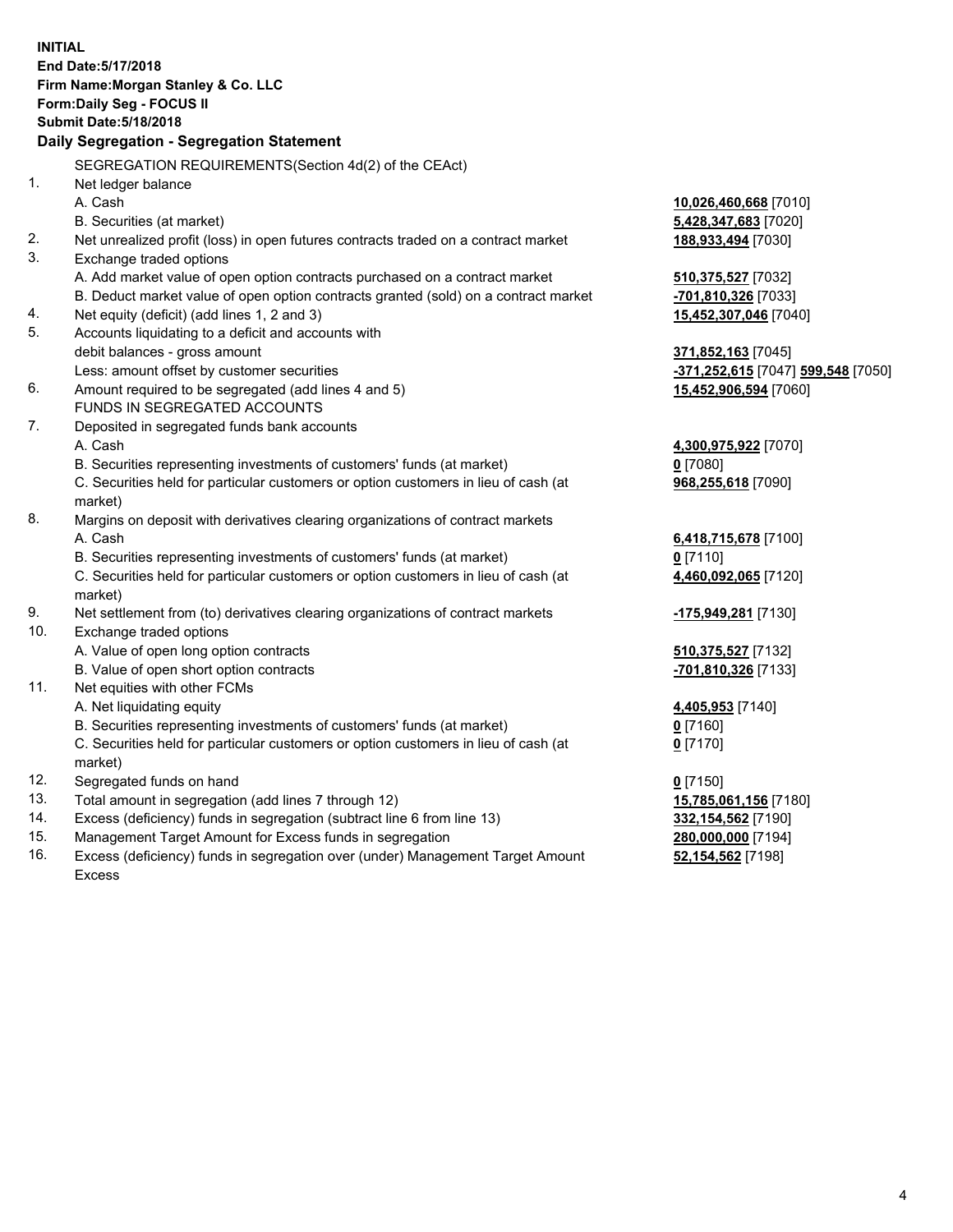**INITIAL**
**End Date:5/17/2018**
**Firm Name:Morgan Stanley & Co. LLC**
**Form:Daily Seg - FOCUS II**
**Submit Date:5/18/2018**

## Daily Segregation - Segregation Statement

SEGREGATION REQUIREMENTS(Section 4d(2) of the CEAct)

| | | |
|---|---|---|
| 1. | Net ledger balance | |
| | A. Cash | **10,026,460,668** [7010] |
| | B. Securities (at market) | **5,428,347,683** [7020] |
| 2. | Net unrealized profit (loss) in open futures contracts traded on a contract market | **188,933,494** [7030] |
| 3. | Exchange traded options | |
| | A. Add market value of open option contracts purchased on a contract market | **510,375,527** [7032] |
| | B. Deduct market value of open option contracts granted (sold) on a contract market | **-701,810,326** [7033] |
| 4. | Net equity (deficit) (add lines 1, 2 and 3) | **15,452,307,046** [7040] |
| 5. | Accounts liquidating to a deficit and accounts with debit balances - gross amount | **371,852,163** [7045] |
| | Less: amount offset by customer securities | **-371,252,615** [7047] **599,548** [7050] |
| 6. | Amount required to be segregated (add lines 4 and 5) | **15,452,906,594** [7060] |
| | FUNDS IN SEGREGATED ACCOUNTS | |
| 7. | Deposited in segregated funds bank accounts | |
| | A. Cash | **4,300,975,922** [7070] |
| | B. Securities representing investments of customers' funds (at market) | **0** [7080] |
| | C. Securities held for particular customers or option customers in lieu of cash (at market) | **968,255,618** [7090] |
| 8. | Margins on deposit with derivatives clearing organizations of contract markets | |
| | A. Cash | **6,418,715,678** [7100] |
| | B. Securities representing investments of customers' funds (at market) | **0** [7110] |
| | C. Securities held for particular customers or option customers in lieu of cash (at market) | **4,460,092,065** [7120] |
| 9. | Net settlement from (to) derivatives clearing organizations of contract markets | **-175,949,281** [7130] |
| 10. | Exchange traded options | |
| | A. Value of open long option contracts | **510,375,527** [7132] |
| | B. Value of open short option contracts | **-701,810,326** [7133] |
| 11. | Net equities with other FCMs | |
| | A. Net liquidating equity | **4,405,953** [7140] |
| | B. Securities representing investments of customers' funds (at market) | **0** [7160] |
| | C. Securities held for particular customers or option customers in lieu of cash (at market) | **0** [7170] |
| 12. | Segregated funds on hand | **0** [7150] |
| 13. | Total amount in segregation (add lines 7 through 12) | **15,785,061,156** [7180] |
| 14. | Excess (deficiency) funds in segregation (subtract line 6 from line 13) | **332,154,562** [7190] |
| 15. | Management Target Amount for Excess funds in segregation | **280,000,000** [7194] |
| 16. | Excess (deficiency) funds in segregation over (under) Management Target Amount Excess | **52,154,562** [7198] |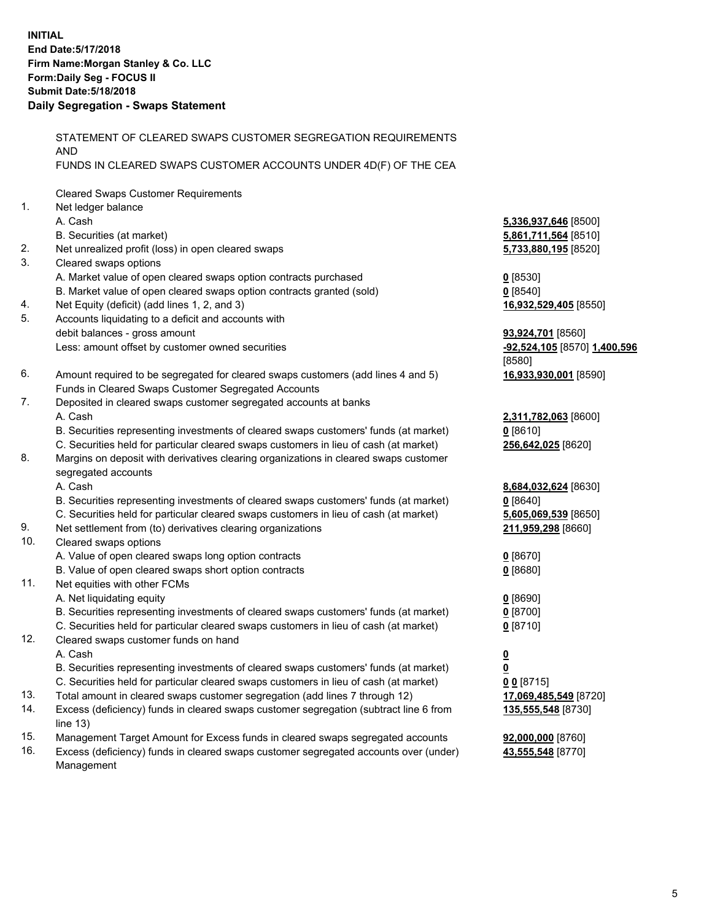**INITIAL**
**End Date:5/17/2018**
**Firm Name:Morgan Stanley & Co. LLC**
**Form:Daily Seg - FOCUS II**
**Submit Date:5/18/2018**
**Daily Segregation - Swaps Statement**

STATEMENT OF CLEARED SWAPS CUSTOMER SEGREGATION REQUIREMENTS AND FUNDS IN CLEARED SWAPS CUSTOMER ACCOUNTS UNDER 4D(F) OF THE CEA

| | | |
|---|---|---|
| | Cleared Swaps Customer Requirements | |
| 1. | Net ledger balance | |
| | A. Cash | **5,336,937,646** [8500] |
| | B. Securities (at market) | **5,861,711,564** [8510] |
| 2. | Net unrealized profit (loss) in open cleared swaps | **5,733,880,195** [8520] |
| 3. | Cleared swaps options | |
| | A. Market value of open cleared swaps option contracts purchased | **0** [8530] |
| | B. Market value of open cleared swaps option contracts granted (sold) | **0** [8540] |
| 4. | Net Equity (deficit) (add lines 1, 2, and 3) | **16,932,529,405** [8550] |
| 5. | Accounts liquidating to a deficit and accounts with debit balances - gross amount | **93,924,701** [8560] |
| | Less: amount offset by customer owned securities | **-92,524,105** [8570] **1,400,596** [8580] |
| 6. | Amount required to be segregated for cleared swaps customers (add lines 4 and 5) | **16,933,930,001** [8590] |
| | Funds in Cleared Swaps Customer Segregated Accounts | |
| 7. | Deposited in cleared swaps customer segregated accounts at banks | |
| | A. Cash | **2,311,782,063** [8600] |
| | B. Securities representing investments of cleared swaps customers' funds (at market) | **0** [8610] |
| | C. Securities held for particular cleared swaps customers in lieu of cash (at market) | **256,642,025** [8620] |
| 8. | Margins on deposit with derivatives clearing organizations in cleared swaps customer segregated accounts | |
| | A. Cash | **8,684,032,624** [8630] |
| | B. Securities representing investments of cleared swaps customers' funds (at market) | **0** [8640] |
| | C. Securities held for particular cleared swaps customers in lieu of cash (at market) | **5,605,069,539** [8650] |
| 9. | Net settlement from (to) derivatives clearing organizations | **211,959,298** [8660] |
| 10. | Cleared swaps options | |
| | A. Value of open cleared swaps long option contracts | **0** [8670] |
| | B. Value of open cleared swaps short option contracts | **0** [8680] |
| 11. | Net equities with other FCMs | |
| | A. Net liquidating equity | **0** [8690] |
| | B. Securities representing investments of cleared swaps customers' funds (at market) | **0** [8700] |
| | C. Securities held for particular cleared swaps customers in lieu of cash (at market) | **0** [8710] |
| 12. | Cleared swaps customer funds on hand | |
| | A. Cash | **0** |
| | B. Securities representing investments of cleared swaps customers' funds (at market) | **0** |
| | C. Securities held for particular cleared swaps customers in lieu of cash (at market) | **0** **0** [8715] |
| 13. | Total amount in cleared swaps customer segregation (add lines 7 through 12) | **17,069,485,549** [8720] |
| 14. | Excess (deficiency) funds in cleared swaps customer segregation (subtract line 6 from line 13) | **135,555,548** [8730] |
| 15. | Management Target Amount for Excess funds in cleared swaps segregated accounts | **92,000,000** [8760] |
| 16. | Excess (deficiency) funds in cleared swaps customer segregated accounts over (under) Management | **43,555,548** [8770] |